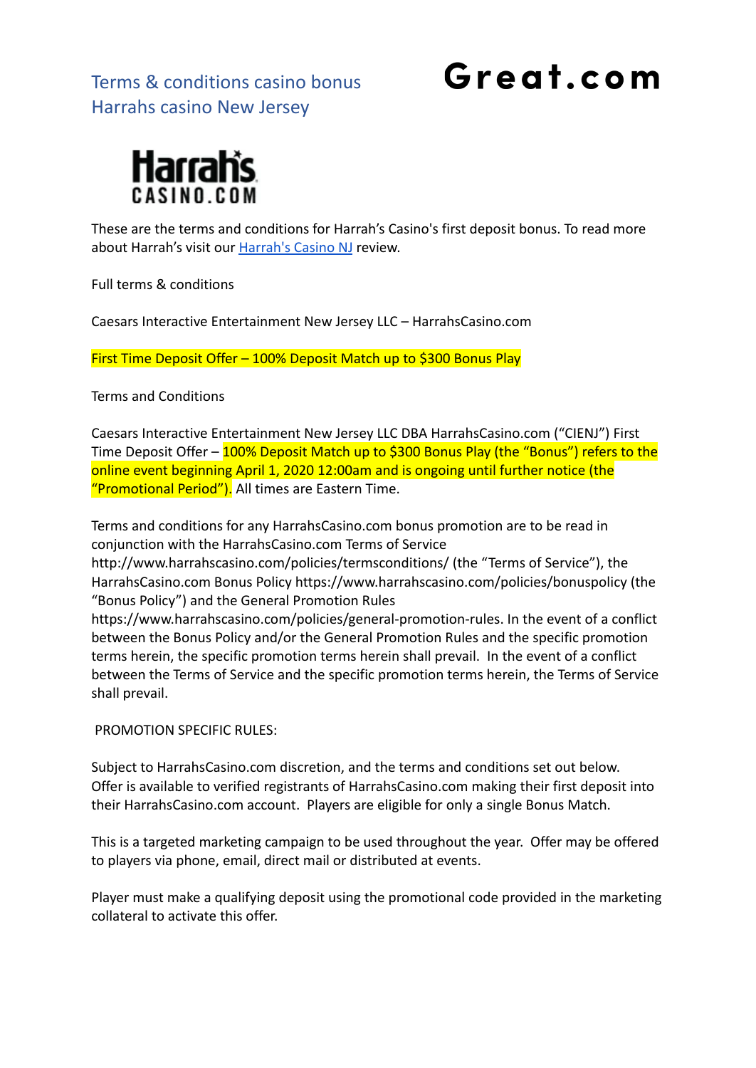# Terms & conditions casino bonus Harrahs casino New Jersey

**Great.com**

**Harrahs CASINO.COM**

These are the terms and conditions for Harrah's Casino's first deposit bonus. To read more about Harrah's visit our [Harrah's Casino NJ](#) review.

Full terms & conditions

Caesars Interactive Entertainment New Jersey LLC – HarrahsCasino.com

First Time Deposit Offer – 100% Deposit Match up to $300 Bonus Play

Terms and Conditions

Caesars Interactive Entertainment New Jersey LLC DBA HarrahsCasino.com ("CIENJ") First Time Deposit Offer – 100% Deposit Match up to $300 Bonus Play (the "Bonus") refers to the online event beginning April 1, 2020 12:00am and is ongoing until further notice (the "Promotional Period"). All times are Eastern Time.

Terms and conditions for any HarrahsCasino.com bonus promotion are to be read in conjunction with the HarrahsCasino.com Terms of Service http://www.harrahscasino.com/policies/termsconditions/ (the "Terms of Service"), the HarrahsCasino.com Bonus Policy https://www.harrahscasino.com/policies/bonuspolicy (the "Bonus Policy") and the General Promotion Rules https://www.harrahscasino.com/policies/general-promotion-rules. In the event of a conflict between the Bonus Policy and/or the General Promotion Rules and the specific promotion terms herein, the specific promotion terms herein shall prevail. In the event of a conflict between the Terms of Service and the specific promotion terms herein, the Terms of Service shall prevail.

PROMOTION SPECIFIC RULES:

Subject to HarrahsCasino.com discretion, and the terms and conditions set out below. Offer is available to verified registrants of HarrahsCasino.com making their first deposit into their HarrahsCasino.com account. Players are eligible for only a single Bonus Match.

This is a targeted marketing campaign to be used throughout the year. Offer may be offered to players via phone, email, direct mail or distributed at events.

Player must make a qualifying deposit using the promotional code provided in the marketing collateral to activate this offer.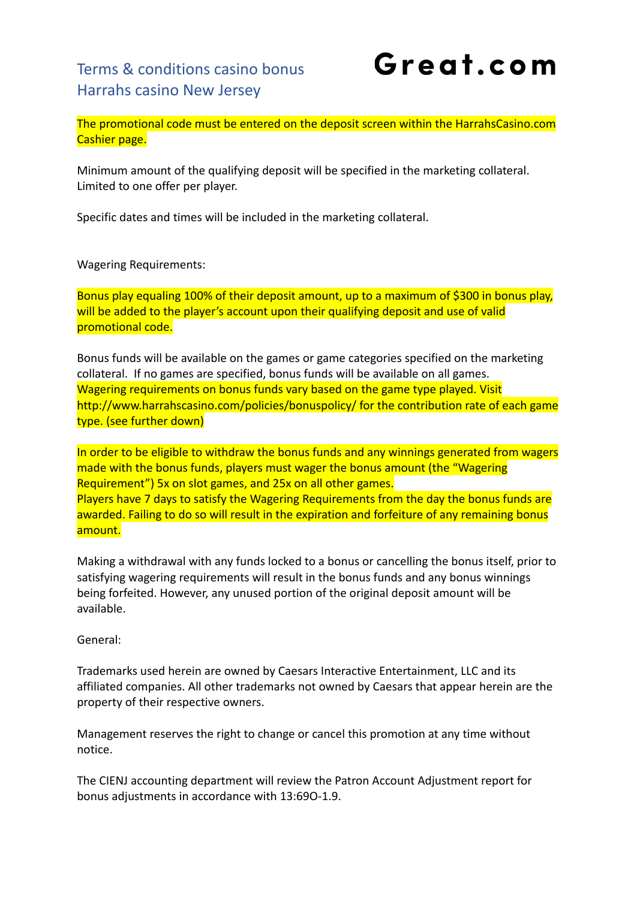# Terms & conditions casino bonus Harrahs casino New Jersey

**Great.com**

The promotional code must be entered on the deposit screen within the HarrahsCasino.com Cashier page.

Minimum amount of the qualifying deposit will be specified in the marketing collateral. Limited to one offer per player.

Specific dates and times will be included in the marketing collateral.

Wagering Requirements:

Bonus play equaling 100% of their deposit amount, up to a maximum of $300 in bonus play, will be added to the player's account upon their qualifying deposit and use of valid promotional code.

Bonus funds will be available on the games or game categories specified on the marketing collateral. If no games are specified, bonus funds will be available on all games. Wagering requirements on bonus funds vary based on the game type played. Visit http://www.harrahscasino.com/policies/bonuspolicy/ for the contribution rate of each game type. (see further down)

In order to be eligible to withdraw the bonus funds and any winnings generated from wagers made with the bonus funds, players must wager the bonus amount (the "Wagering Requirement") 5x on slot games, and 25x on all other games.
Players have 7 days to satisfy the Wagering Requirements from the day the bonus funds are awarded. Failing to do so will result in the expiration and forfeiture of any remaining bonus amount.

Making a withdrawal with any funds locked to a bonus or cancelling the bonus itself, prior to satisfying wagering requirements will result in the bonus funds and any bonus winnings being forfeited. However, any unused portion of the original deposit amount will be available.

General:

Trademarks used herein are owned by Caesars Interactive Entertainment, LLC and its affiliated companies. All other trademarks not owned by Caesars that appear herein are the property of their respective owners.

Management reserves the right to change or cancel this promotion at any time without notice.

The CIENJ accounting department will review the Patron Account Adjustment report for bonus adjustments in accordance with 13:69O-1.9.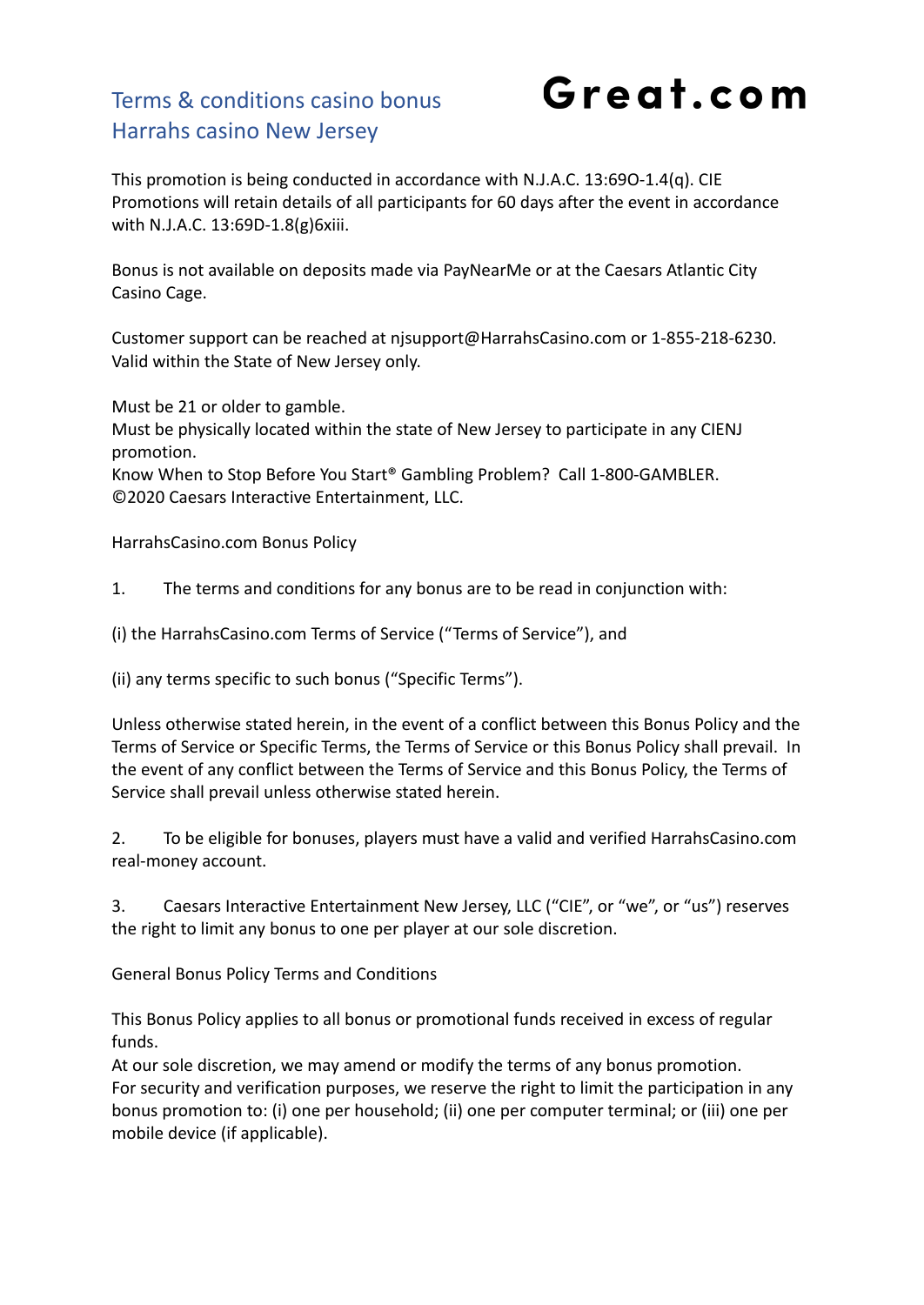# Terms & conditions casino bonus Harrahs casino New Jersey

**Great.com**

This promotion is being conducted in accordance with N.J.A.C. 13:69O-1.4(q). CIE Promotions will retain details of all participants for 60 days after the event in accordance with N.J.A.C. 13:69D-1.8(g)6xiii.

Bonus is not available on deposits made via PayNearMe or at the Caesars Atlantic City Casino Cage.

Customer support can be reached at njsupport@HarrahsCasino.com or 1-855-218-6230. Valid within the State of New Jersey only.

Must be 21 or older to gamble.
Must be physically located within the state of New Jersey to participate in any CIENJ promotion.
Know When to Stop Before You Start® Gambling Problem? Call 1-800-GAMBLER.
©2020 Caesars Interactive Entertainment, LLC.

HarrahsCasino.com Bonus Policy

1. The terms and conditions for any bonus are to be read in conjunction with:

(i) the HarrahsCasino.com Terms of Service ("Terms of Service"), and

(ii) any terms specific to such bonus ("Specific Terms").

Unless otherwise stated herein, in the event of a conflict between this Bonus Policy and the Terms of Service or Specific Terms, the Terms of Service or this Bonus Policy shall prevail. In the event of any conflict between the Terms of Service and this Bonus Policy, the Terms of Service shall prevail unless otherwise stated herein.

2. To be eligible for bonuses, players must have a valid and verified HarrahsCasino.com real-money account.

3. Caesars Interactive Entertainment New Jersey, LLC ("CIE", or "we", or "us") reserves the right to limit any bonus to one per player at our sole discretion.

General Bonus Policy Terms and Conditions

This Bonus Policy applies to all bonus or promotional funds received in excess of regular funds.
At our sole discretion, we may amend or modify the terms of any bonus promotion.
For security and verification purposes, we reserve the right to limit the participation in any bonus promotion to: (i) one per household; (ii) one per computer terminal; or (iii) one per mobile device (if applicable).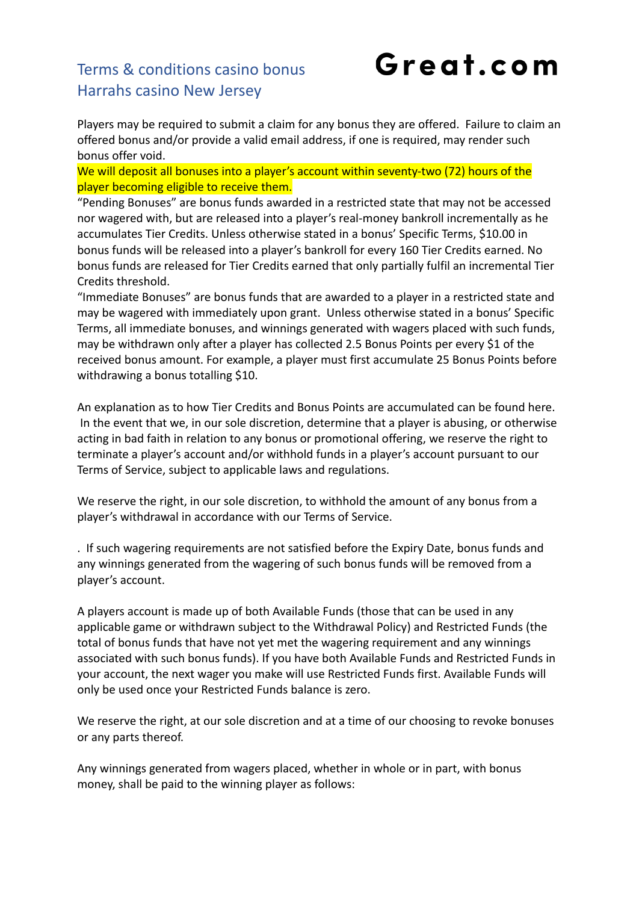# Terms & conditions casino bonus Harrahs casino New Jersey

**Great.com**

Players may be required to submit a claim for any bonus they are offered. Failure to claim an offered bonus and/or provide a valid email address, if one is required, may render such bonus offer void.

We will deposit all bonuses into a player's account within seventy-two (72) hours of the player becoming eligible to receive them.

"Pending Bonuses" are bonus funds awarded in a restricted state that may not be accessed nor wagered with, but are released into a player's real-money bankroll incrementally as he accumulates Tier Credits. Unless otherwise stated in a bonus' Specific Terms, $10.00 in bonus funds will be released into a player's bankroll for every 160 Tier Credits earned. No bonus funds are released for Tier Credits earned that only partially fulfil an incremental Tier Credits threshold.

"Immediate Bonuses" are bonus funds that are awarded to a player in a restricted state and may be wagered with immediately upon grant. Unless otherwise stated in a bonus' Specific Terms, all immediate bonuses, and winnings generated with wagers placed with such funds, may be withdrawn only after a player has collected 2.5 Bonus Points per every $1 of the received bonus amount. For example, a player must first accumulate 25 Bonus Points before withdrawing a bonus totalling $10.

An explanation as to how Tier Credits and Bonus Points are accumulated can be found here. In the event that we, in our sole discretion, determine that a player is abusing, or otherwise acting in bad faith in relation to any bonus or promotional offering, we reserve the right to terminate a player's account and/or withhold funds in a player's account pursuant to our Terms of Service, subject to applicable laws and regulations.

We reserve the right, in our sole discretion, to withhold the amount of any bonus from a player's withdrawal in accordance with our Terms of Service.

. If such wagering requirements are not satisfied before the Expiry Date, bonus funds and any winnings generated from the wagering of such bonus funds will be removed from a player's account.

A players account is made up of both Available Funds (those that can be used in any applicable game or withdrawn subject to the Withdrawal Policy) and Restricted Funds (the total of bonus funds that have not yet met the wagering requirement and any winnings associated with such bonus funds). If you have both Available Funds and Restricted Funds in your account, the next wager you make will use Restricted Funds first. Available Funds will only be used once your Restricted Funds balance is zero.

We reserve the right, at our sole discretion and at a time of our choosing to revoke bonuses or any parts thereof.

Any winnings generated from wagers placed, whether in whole or in part, with bonus money, shall be paid to the winning player as follows: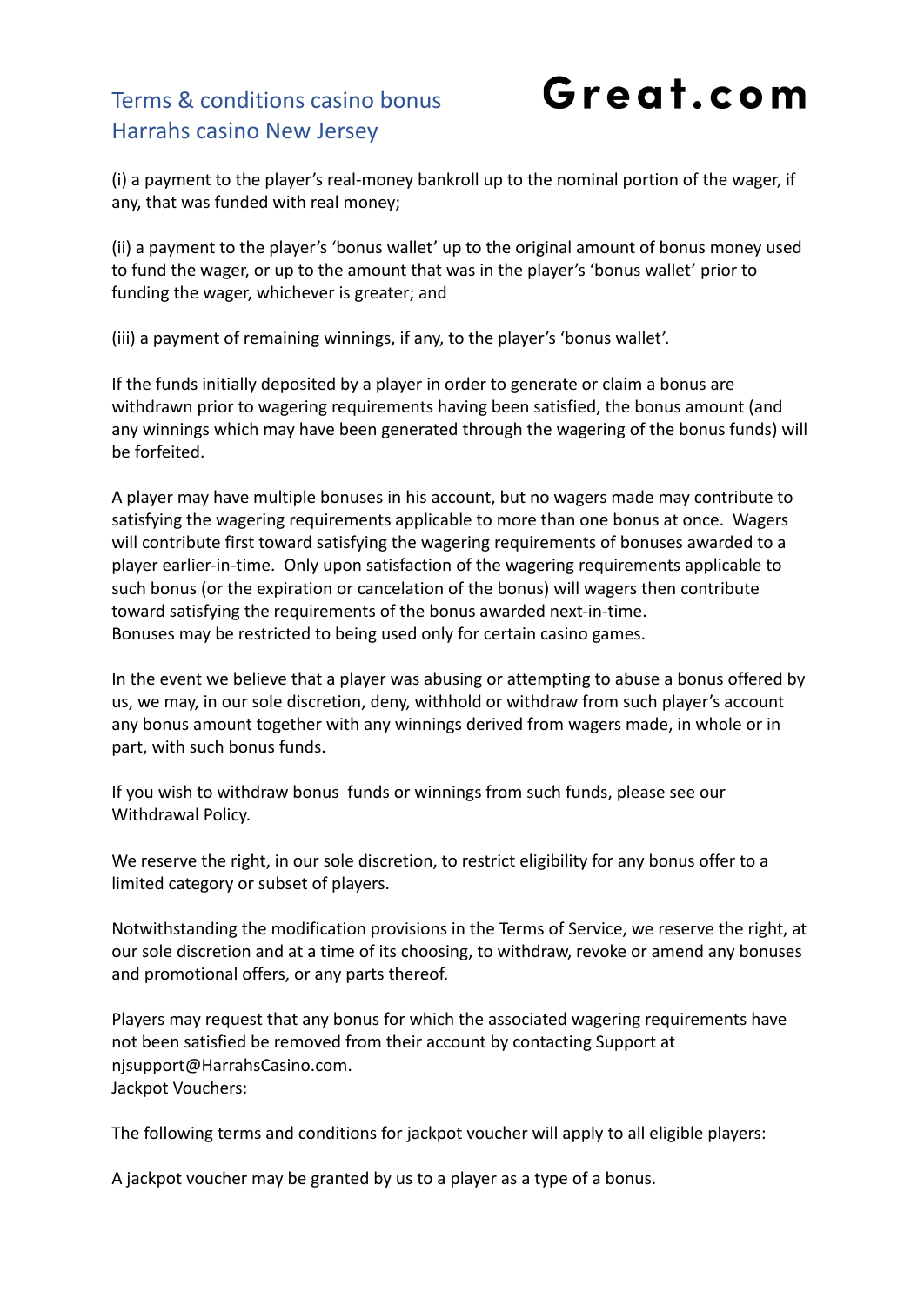(i) a payment to the player's real-money bankroll up to the nominal portion of the wager, if any, that was funded with real money;

(ii) a payment to the player's 'bonus wallet' up to the original amount of bonus money used to fund the wager, or up to the amount that was in the player's 'bonus wallet' prior to funding the wager, whichever is greater; and

(iii) a payment of remaining winnings, if any, to the player's 'bonus wallet'.

If the funds initially deposited by a player in order to generate or claim a bonus are withdrawn prior to wagering requirements having been satisfied, the bonus amount (and any winnings which may have been generated through the wagering of the bonus funds) will be forfeited.

A player may have multiple bonuses in his account, but no wagers made may contribute to satisfying the wagering requirements applicable to more than one bonus at once. Wagers will contribute first toward satisfying the wagering requirements of bonuses awarded to a player earlier-in-time. Only upon satisfaction of the wagering requirements applicable to such bonus (or the expiration or cancelation of the bonus) will wagers then contribute toward satisfying the requirements of the bonus awarded next-in-time.
Bonuses may be restricted to being used only for certain casino games.

In the event we believe that a player was abusing or attempting to abuse a bonus offered by us, we may, in our sole discretion, deny, withhold or withdraw from such player's account any bonus amount together with any winnings derived from wagers made, in whole or in part, with such bonus funds.

If you wish to withdraw bonus funds or winnings from such funds, please see our Withdrawal Policy.

We reserve the right, in our sole discretion, to restrict eligibility for any bonus offer to a limited category or subset of players.

Notwithstanding the modification provisions in the Terms of Service, we reserve the right, at our sole discretion and at a time of its choosing, to withdraw, revoke or amend any bonuses and promotional offers, or any parts thereof.

Players may request that any bonus for which the associated wagering requirements have not been satisfied be removed from their account by contacting Support at njsupport@HarrahsCasino.com.
Jackpot Vouchers:

The following terms and conditions for jackpot voucher will apply to all eligible players:

A jackpot voucher may be granted by us to a player as a type of a bonus.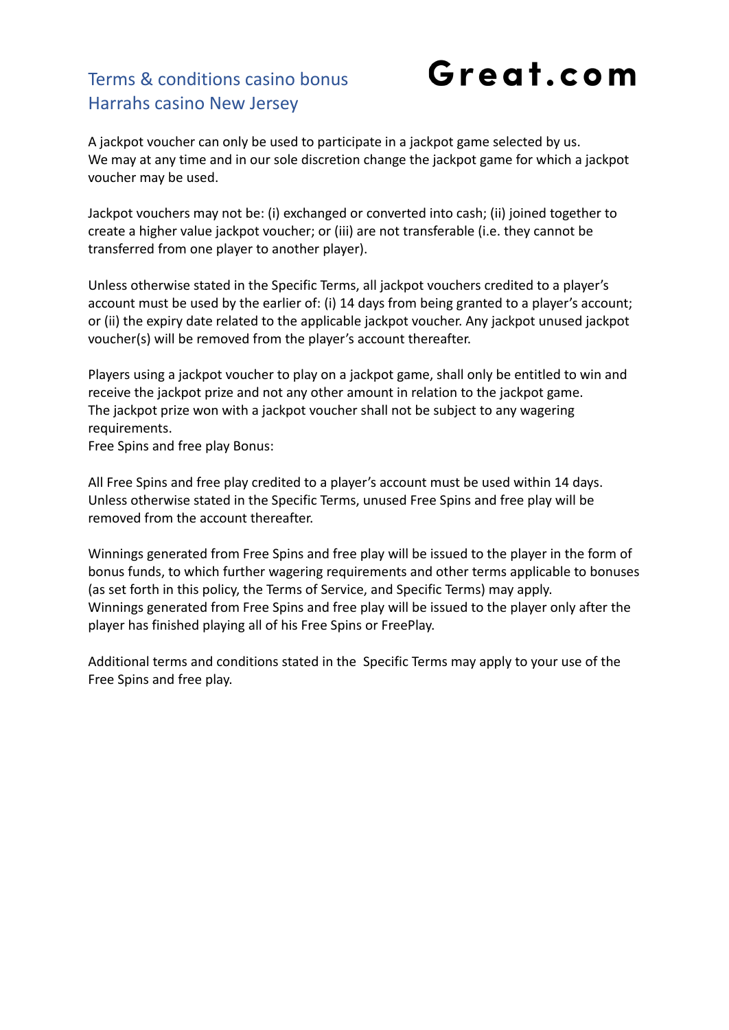A jackpot voucher can only be used to participate in a jackpot game selected by us. We may at any time and in our sole discretion change the jackpot game for which a jackpot voucher may be used.

Jackpot vouchers may not be: (i) exchanged or converted into cash; (ii) joined together to create a higher value jackpot voucher; or (iii) are not transferable (i.e. they cannot be transferred from one player to another player).

Unless otherwise stated in the Specific Terms, all jackpot vouchers credited to a player's account must be used by the earlier of: (i) 14 days from being granted to a player's account; or (ii) the expiry date related to the applicable jackpot voucher. Any jackpot unused jackpot voucher(s) will be removed from the player's account thereafter.

Players using a jackpot voucher to play on a jackpot game, shall only be entitled to win and receive the jackpot prize and not any other amount in relation to the jackpot game. The jackpot prize won with a jackpot voucher shall not be subject to any wagering requirements.

Free Spins and free play Bonus:

All Free Spins and free play credited to a player's account must be used within 14 days. Unless otherwise stated in the Specific Terms, unused Free Spins and free play will be removed from the account thereafter.

Winnings generated from Free Spins and free play will be issued to the player in the form of bonus funds, to which further wagering requirements and other terms applicable to bonuses (as set forth in this policy, the Terms of Service, and Specific Terms) may apply. Winnings generated from Free Spins and free play will be issued to the player only after the player has finished playing all of his Free Spins or FreePlay.

Additional terms and conditions stated in the Specific Terms may apply to your use of the Free Spins and free play.